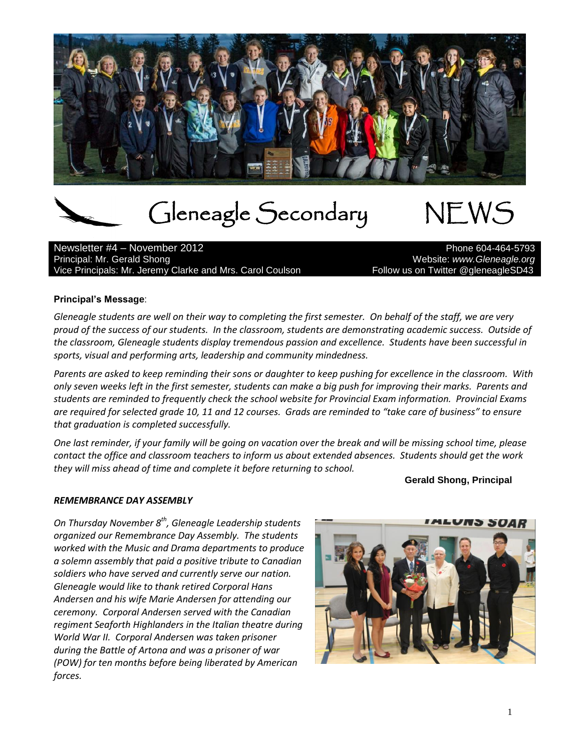# Gleneagle Secondary NEWS

Newsletter #4 – November 2012
Principal: Mr. Gerald Shong
Vice Principals: Mr. Jeremy Clarke and Mrs. Carol Coulson

Phone 604-464-5793
Website: *www.Gleneagle.org*
Follow us on Twitter @gleneagleSD43

**Principal's Message**:

*Gleneagle students are well on their way to completing the first semester. On behalf of the staff, we are very proud of the success of our students. In the classroom, students are demonstrating academic success. Outside of the classroom, Gleneagle students display tremendous passion and excellence. Students have been successful in sports, visual and performing arts, leadership and community mindedness.*

*Parents are asked to keep reminding their sons or daughter to keep pushing for excellence in the classroom. With only seven weeks left in the first semester, students can make a big push for improving their marks. Parents and students are reminded to frequently check the school website for Provincial Exam information. Provincial Exams are required for selected grade 10, 11 and 12 courses. Grads are reminded to "take care of business" to ensure that graduation is completed successfully.*

*One last reminder, if your family will be going on vacation over the break and will be missing school time, please contact the office and classroom teachers to inform us about extended absences. Students should get the work they will miss ahead of time and complete it before returning to school.*

**Gerald Shong, Principal**

### *REMEMBRANCE DAY ASSEMBLY*

*On Thursday November 8th, Gleneagle Leadership students organized our Remembrance Day Assembly. The students worked with the Music and Drama departments to produce a solemn assembly that paid a positive tribute to Canadian soldiers who have served and currently serve our nation. Gleneagle would like to thank retired Corporal Hans Andersen and his wife Marie Andersen for attending our ceremony. Corporal Andersen served with the Canadian regiment Seaforth Highlanders in the Italian theatre during World War II. Corporal Andersen was taken prisoner during the Battle of Artona and was a prisoner of war (POW) for ten months before being liberated by American forces.*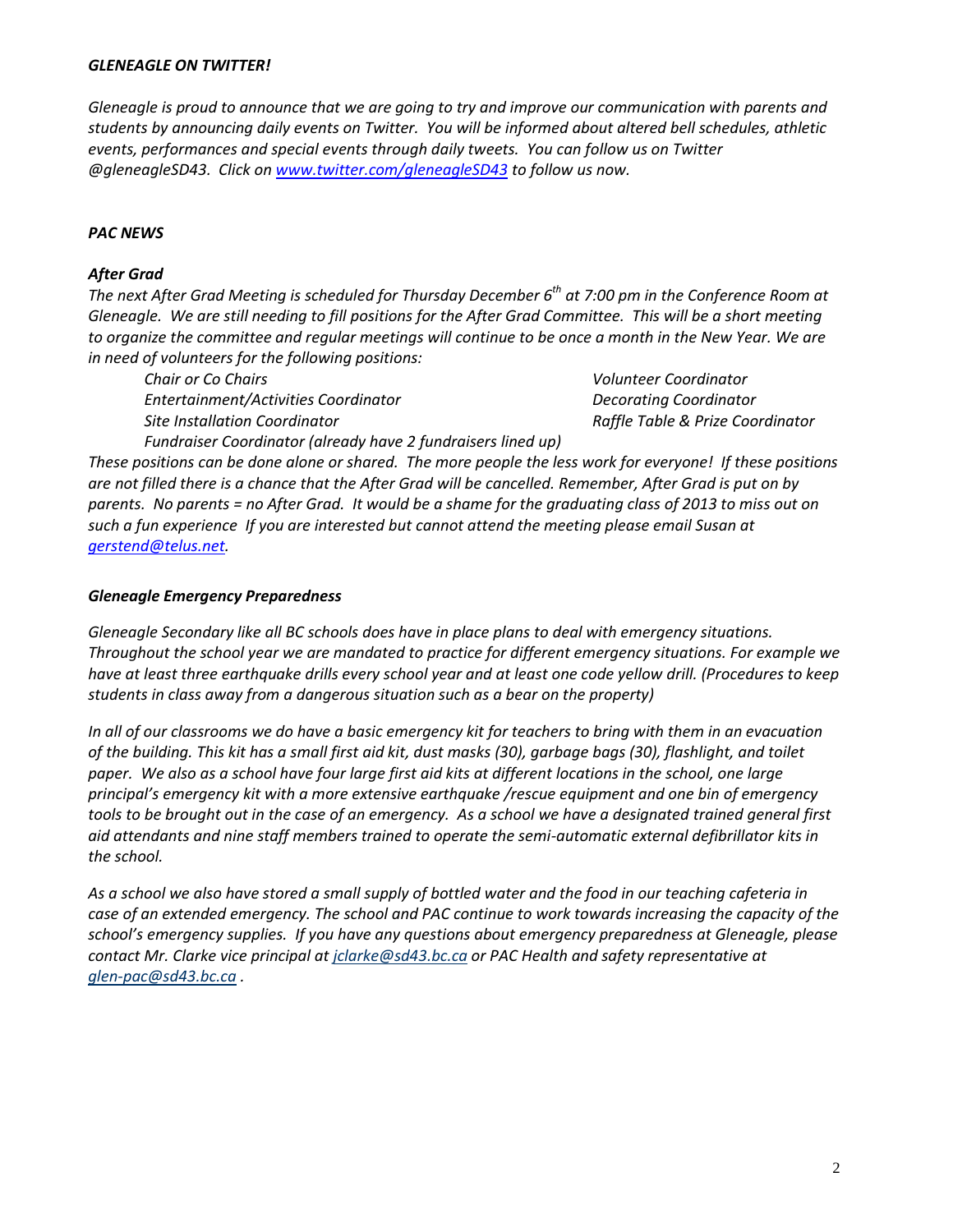## *GLENEAGLE ON TWITTER!*

*Gleneagle is proud to announce that we are going to try and improve our communication with parents and students by announcing daily events on Twitter. You will be informed about altered bell schedules, athletic events, performances and special events through daily tweets. You can follow us on Twitter @gleneagleSD43. Click on [www.twitter.com/gleneagleSD43](www.twitter.com/gleneagleSD43) to follow us now.*

## *PAC NEWS*

### *After Grad*

*The next After Grad Meeting is scheduled for Thursday December 6th at 7:00 pm in the Conference Room at Gleneagle. We are still needing to fill positions for the After Grad Committee. This will be a short meeting to organize the committee and regular meetings will continue to be once a month in the New Year. We are in need of volunteers for the following positions:*

- *Chair or Co Chairs*
- *Volunteer Coordinator*
- *Entertainment/Activities Coordinator*
- *Decorating Coordinator*
- *Site Installation Coordinator*
- *Raffle Table & Prize Coordinator*
- *Fundraiser Coordinator (already have 2 fundraisers lined up)*

*These positions can be done alone or shared. The more people the less work for everyone! If these positions are not filled there is a chance that the After Grad will be cancelled. Remember, After Grad is put on by parents. No parents = no After Grad. It would be a shame for the graduating class of 2013 to miss out on such a fun experience If you are interested but cannot attend the meeting please email Susan at [gerstend@telus.net](mailto:gerstend@telus.net).*

### *Gleneagle Emergency Preparedness*

*Gleneagle Secondary like all BC schools does have in place plans to deal with emergency situations. Throughout the school year we are mandated to practice for different emergency situations. For example we have at least three earthquake drills every school year and at least one code yellow drill. (Procedures to keep students in class away from a dangerous situation such as a bear on the property)*

*In all of our classrooms we do have a basic emergency kit for teachers to bring with them in an evacuation of the building. This kit has a small first aid kit, dust masks (30), garbage bags (30), flashlight, and toilet paper. We also as a school have four large first aid kits at different locations in the school, one large principal's emergency kit with a more extensive earthquake /rescue equipment and one bin of emergency tools to be brought out in the case of an emergency. As a school we have a designated trained general first aid attendants and nine staff members trained to operate the semi-automatic external defibrillator kits in the school.*

*As a school we also have stored a small supply of bottled water and the food in our teaching cafeteria in case of an extended emergency. The school and PAC continue to work towards increasing the capacity of the school's emergency supplies. If you have any questions about emergency preparedness at Gleneagle, please contact Mr. Clarke vice principal at [jclarke@sd43.bc.ca](mailto:jclarke@sd43.bc.ca) or PAC Health and safety representative at [glen-pac@sd43.bc.ca](mailto:glen-pac@sd43.bc.ca) .*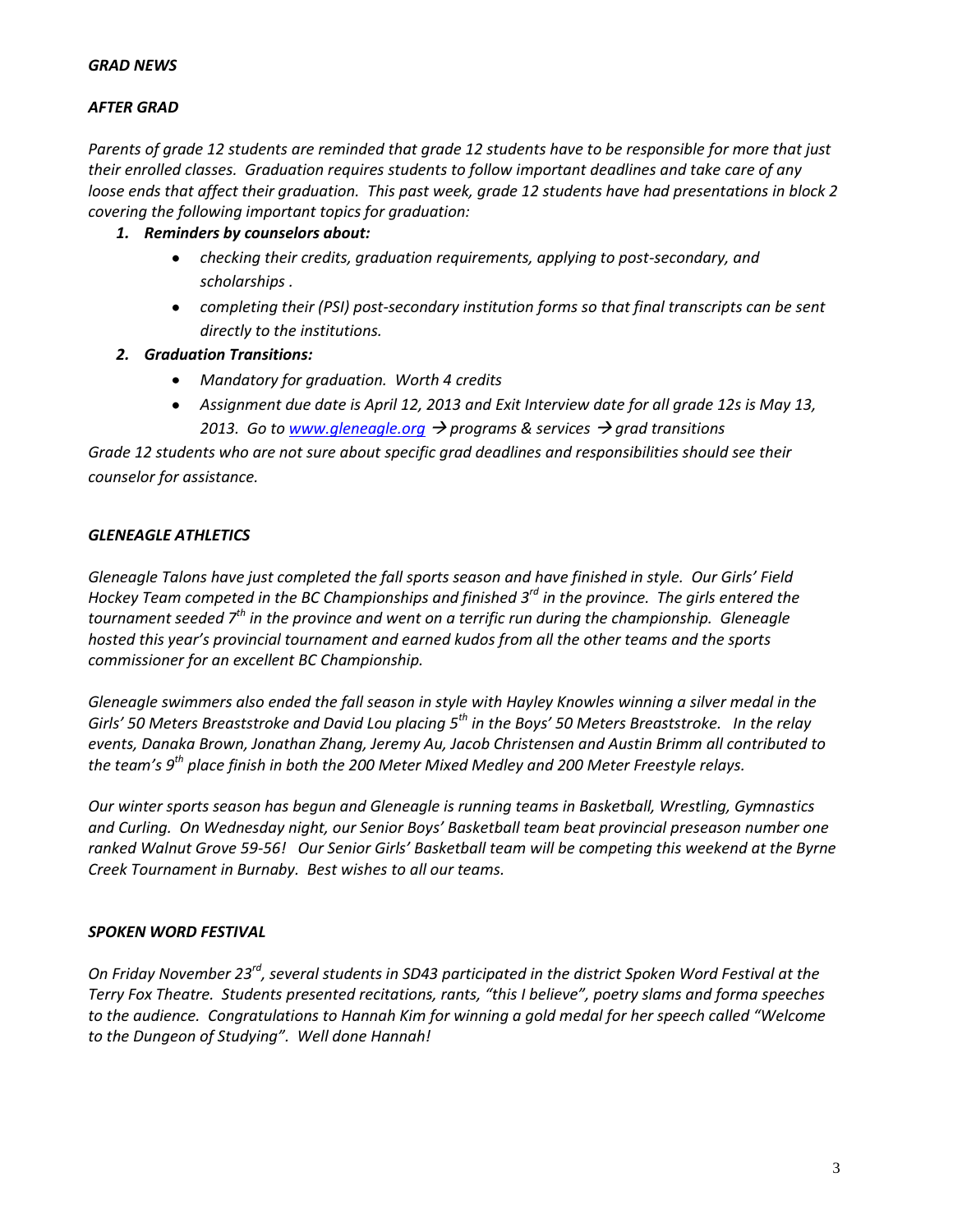***GRAD NEWS***

***AFTER GRAD***

*Parents of grade 12 students are reminded that grade 12 students have to be responsible for more that just their enrolled classes. Graduation requires students to follow important deadlines and take care of any loose ends that affect their graduation. This past week, grade 12 students have had presentations in block 2 covering the following important topics for graduation:*

1. ***Reminders by counselors about:***
   - *checking their credits, graduation requirements, applying to post-secondary, and scholarships .*
   - *completing their (PSI) post-secondary institution forms so that final transcripts can be sent directly to the institutions.*
2. ***Graduation Transitions:***
   - *Mandatory for graduation. Worth 4 credits*
   - *Assignment due date is April 12, 2013 and Exit Interview date for all grade 12s is May 13, 2013. Go to [www.gleneagle.org](http://www.gleneagle.org) → programs & services → grad transitions*

*Grade 12 students who are not sure about specific grad deadlines and responsibilities should see their counselor for assistance.*

***GLENEAGLE ATHLETICS***

*Gleneagle Talons have just completed the fall sports season and have finished in style. Our Girls' Field Hockey Team competed in the BC Championships and finished 3rd in the province. The girls entered the tournament seeded 7th in the province and went on a terrific run during the championship. Gleneagle hosted this year's provincial tournament and earned kudos from all the other teams and the sports commissioner for an excellent BC Championship.*

*Gleneagle swimmers also ended the fall season in style with Hayley Knowles winning a silver medal in the Girls' 50 Meters Breaststroke and David Lou placing 5th in the Boys' 50 Meters Breaststroke. In the relay events, Danaka Brown, Jonathan Zhang, Jeremy Au, Jacob Christensen and Austin Brimm all contributed to the team's 9th place finish in both the 200 Meter Mixed Medley and 200 Meter Freestyle relays.*

*Our winter sports season has begun and Gleneagle is running teams in Basketball, Wrestling, Gymnastics and Curling. On Wednesday night, our Senior Boys' Basketball team beat provincial preseason number one ranked Walnut Grove 59-56! Our Senior Girls' Basketball team will be competing this weekend at the Byrne Creek Tournament in Burnaby. Best wishes to all our teams.*

***SPOKEN WORD FESTIVAL***

*On Friday November 23rd, several students in SD43 participated in the district Spoken Word Festival at the Terry Fox Theatre. Students presented recitations, rants, "this I believe", poetry slams and forma speeches to the audience. Congratulations to Hannah Kim for winning a gold medal for her speech called "Welcome to the Dungeon of Studying". Well done Hannah!*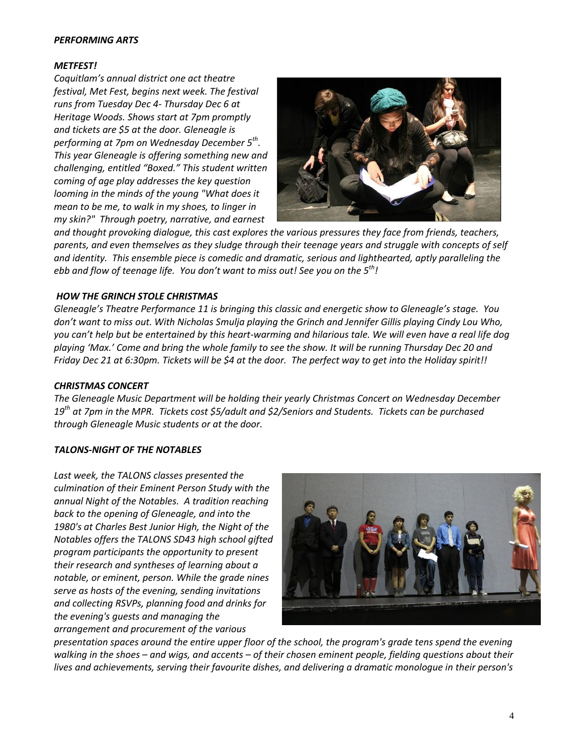***PERFORMING ARTS***

***METFEST!***

*Coquitlam's annual district one act theatre festival, Met Fest, begins next week. The festival runs from Tuesday Dec 4- Thursday Dec 6 at Heritage Woods. Shows start at 7pm promptly and tickets are $5 at the door. Gleneagle is performing at 7pm on Wednesday December 5th. This year Gleneagle is offering something new and challenging, entitled "Boxed." This student written coming of age play addresses the key question looming in the minds of the young "What does it mean to be me, to walk in my shoes, to linger in my skin?" Through poetry, narrative, and earnest and thought provoking dialogue, this cast explores the various pressures they face from friends, teachers, parents, and even themselves as they sludge through their teenage years and struggle with concepts of self and identity. This ensemble piece is comedic and dramatic, serious and lighthearted, aptly paralleling the ebb and flow of teenage life. You don't want to miss out! See you on the 5th!*

***HOW THE GRINCH STOLE CHRISTMAS***

*Gleneagle's Theatre Performance 11 is bringing this classic and energetic show to Gleneagle's stage. You don't want to miss out. With Nicholas Smulja playing the Grinch and Jennifer Gillis playing Cindy Lou Who, you can't help but be entertained by this heart-warming and hilarious tale. We will even have a real life dog playing 'Max.' Come and bring the whole family to see the show. It will be running Thursday Dec 20 and Friday Dec 21 at 6:30pm. Tickets will be $4 at the door. The perfect way to get into the Holiday spirit!!*

***CHRISTMAS CONCERT***

*The Gleneagle Music Department will be holding their yearly Christmas Concert on Wednesday December 19th at 7pm in the MPR. Tickets cost $5/adult and $2/Seniors and Students. Tickets can be purchased through Gleneagle Music students or at the door.*

***TALONS-NIGHT OF THE NOTABLES***

*Last week, the TALONS classes presented the culmination of their Eminent Person Study with the annual Night of the Notables. A tradition reaching back to the opening of Gleneagle, and into the 1980's at Charles Best Junior High, the Night of the Notables offers the TALONS SD43 high school gifted program participants the opportunity to present their research and syntheses of learning about a notable, or eminent, person. While the grade nines serve as hosts of the evening, sending invitations and collecting RSVPs, planning food and drinks for the evening's guests and managing the arrangement and procurement of the various presentation spaces around the entire upper floor of the school, the program's grade tens spend the evening walking in the shoes – and wigs, and accents – of their chosen eminent people, fielding questions about their lives and achievements, serving their favourite dishes, and delivering a dramatic monologue in their person's*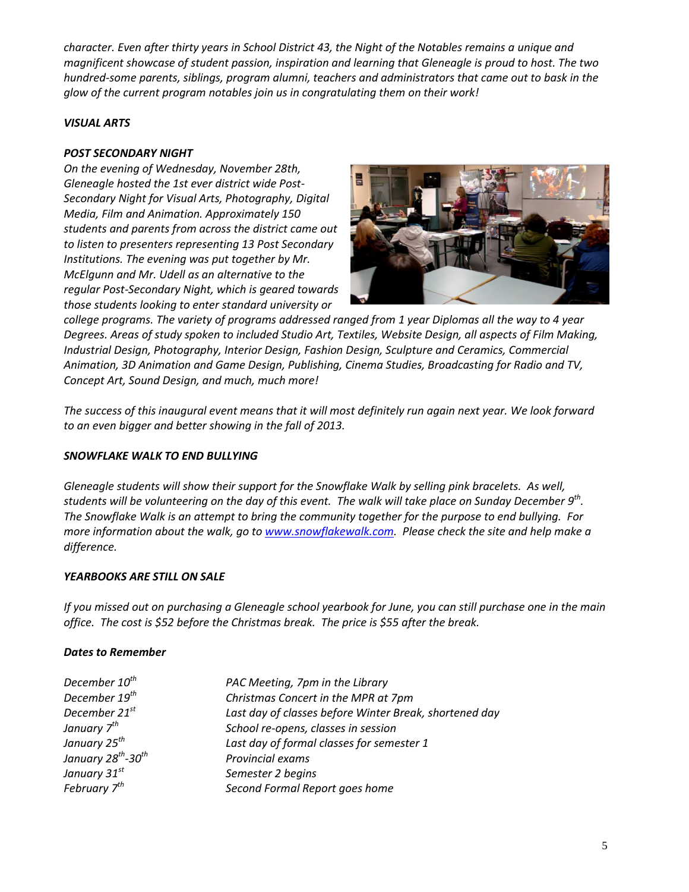*character. Even after thirty years in School District 43, the Night of the Notables remains a unique and magnificent showcase of student passion, inspiration and learning that Gleneagle is proud to host. The two hundred-some parents, siblings, program alumni, teachers and administrators that came out to bask in the glow of the current program notables join us in congratulating them on their work!*

***VISUAL ARTS***

***POST SECONDARY NIGHT***

*On the evening of Wednesday, November 28th, Gleneagle hosted the 1st ever district wide Post-Secondary Night for Visual Arts, Photography, Digital Media, Film and Animation. Approximately 150 students and parents from across the district came out to listen to presenters representing 13 Post Secondary Institutions. The evening was put together by Mr. McElgunn and Mr. Udell as an alternative to the regular Post-Secondary Night, which is geared towards those students looking to enter standard university or college programs. The variety of programs addressed ranged from 1 year Diplomas all the way to 4 year Degrees. Areas of study spoken to included Studio Art, Textiles, Website Design, all aspects of Film Making, Industrial Design, Photography, Interior Design, Fashion Design, Sculpture and Ceramics, Commercial Animation, 3D Animation and Game Design, Publishing, Cinema Studies, Broadcasting for Radio and TV, Concept Art, Sound Design, and much, much more!*

*The success of this inaugural event means that it will most definitely run again next year. We look forward to an even bigger and better showing in the fall of 2013.*

***SNOWFLAKE WALK TO END BULLYING***

*Gleneagle students will show their support for the Snowflake Walk by selling pink bracelets. As well, students will be volunteering on the day of this event. The walk will take place on Sunday December 9th. The Snowflake Walk is an attempt to bring the community together for the purpose to end bullying. For more information about the walk, go to www.snowflakewalk.com. Please check the site and help make a difference.*

***YEARBOOKS ARE STILL ON SALE***

*If you missed out on purchasing a Gleneagle school yearbook for June, you can still purchase one in the main office. The cost is $52 before the Christmas break. The price is $55 after the break.*

***Dates to Remember***

| | |
|---|---|
| *December 10th* | *PAC Meeting, 7pm in the Library* |
| *December 19th* | *Christmas Concert in the MPR at 7pm* |
| *December 21st* | *Last day of classes before Winter Break, shortened day* |
| *January 7th* | *School re-opens, classes in session* |
| *January 25th* | *Last day of formal classes for semester 1* |
| *January 28th-30th* | *Provincial exams* |
| *January 31st* | *Semester 2 begins* |
| *February 7th* | *Second Formal Report goes home* |